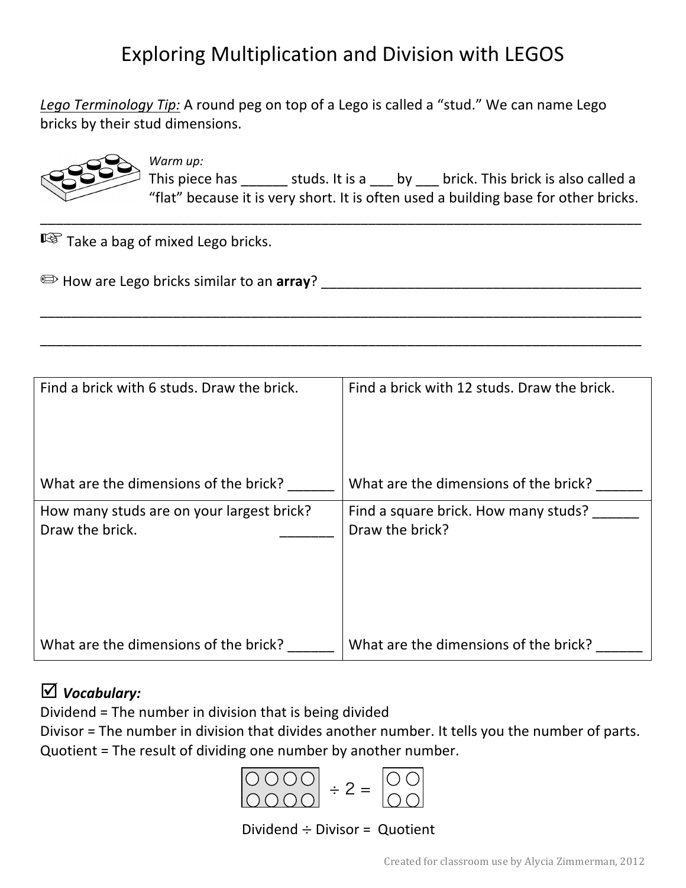# Exploring Multiplication and Division with LEGOS

*Lego Terminology Tip:* A round peg on top of a Lego is called a "stud." We can name Lego bricks by their stud dimensions.

*Warm up:*
This piece has ______ studs. It is a ___ by ___ brick. This brick is also called a "flat" because it is very short. It is often used a building base for other bricks.

---

☞ Take a bag of mixed Lego bricks.

✏ How are Lego bricks similar to an **array**? ___________________________________________

_____________________________________________________________________________

_____________________________________________________________________________

| Find a brick with 6 studs. Draw the brick.<br><br><br><br>What are the dimensions of the brick? ______ | Find a brick with 12 studs. Draw the brick.<br><br><br><br>What are the dimensions of the brick? ______ |
|---|---|
| How many studs are on your largest brick? _______<br>Draw the brick.<br><br><br><br>What are the dimensions of the brick? ______ | Find a square brick. How many studs? ______<br>Draw the brick?<br><br><br><br>What are the dimensions of the brick? ______ |

☑ ***Vocabulary:***

Dividend = The number in division that is being divided

Divisor = The number in division that divides another number. It tells you the number of parts.

Quotient = The result of dividing one number by another number.

[2 by 4 brick] ÷ 2 = [2 by 2 brick]

Dividend ÷ Divisor = Quotient

Created for classroom use by Alycia Zimmerman, 2012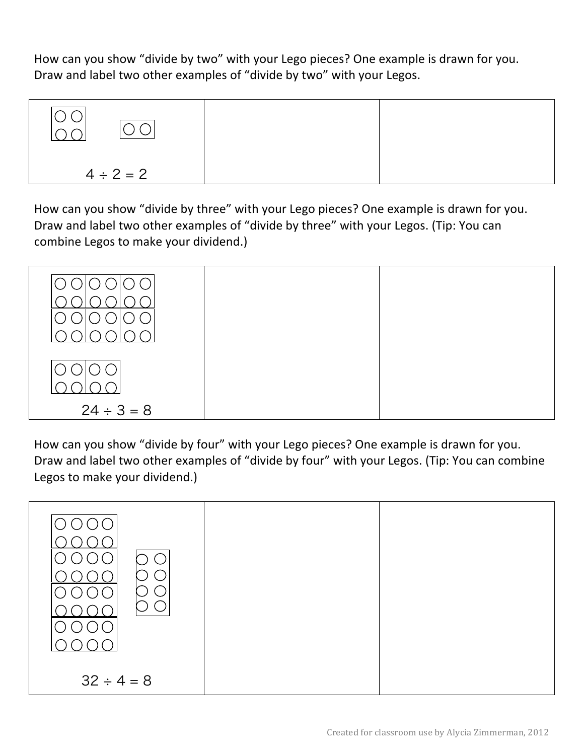How can you show “divide by two” with your Lego pieces? One example is drawn for you. Draw and label two other examples of “divide by two” with your Legos.

| $4 \div 2 = 2$ | | |
|---|---|---|

How can you show “divide by three” with your Lego pieces? One example is drawn for you. Draw and label two other examples of “divide by three” with your Legos. (Tip: You can combine Legos to make your dividend.)

| $24 \div 3 = 8$ | | |
|---|---|---|

How can you show “divide by four” with your Lego pieces? One example is drawn for you. Draw and label two other examples of “divide by four” with your Legos. (Tip: You can combine Legos to make your dividend.)

| $32 \div 4 = 8$ | | |
|---|---|---|

Created for classroom use by Alycia Zimmerman, 2012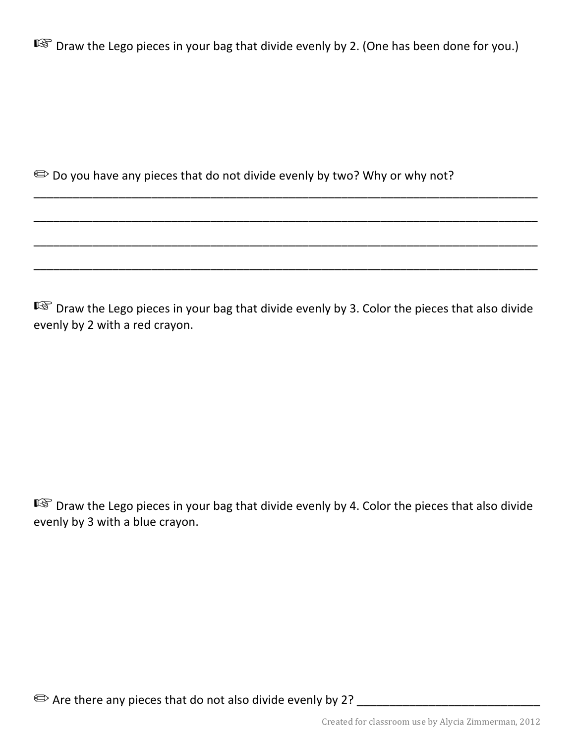☞ Draw the Lego pieces in your bag that divide evenly by 2. (One has been done for you.)

✏ Do you have any pieces that do not divide evenly by two? Why or why not?

______________________________________________________________________________

______________________________________________________________________________

______________________________________________________________________________

______________________________________________________________________________

☞ Draw the Lego pieces in your bag that divide evenly by 3. Color the pieces that also divide evenly by 2 with a red crayon.

☞ Draw the Lego pieces in your bag that divide evenly by 4. Color the pieces that also divide evenly by 3 with a blue crayon.

✏ Are there any pieces that do not also divide evenly by 2? ____________________________

Created for classroom use by Alycia Zimmerman, 2012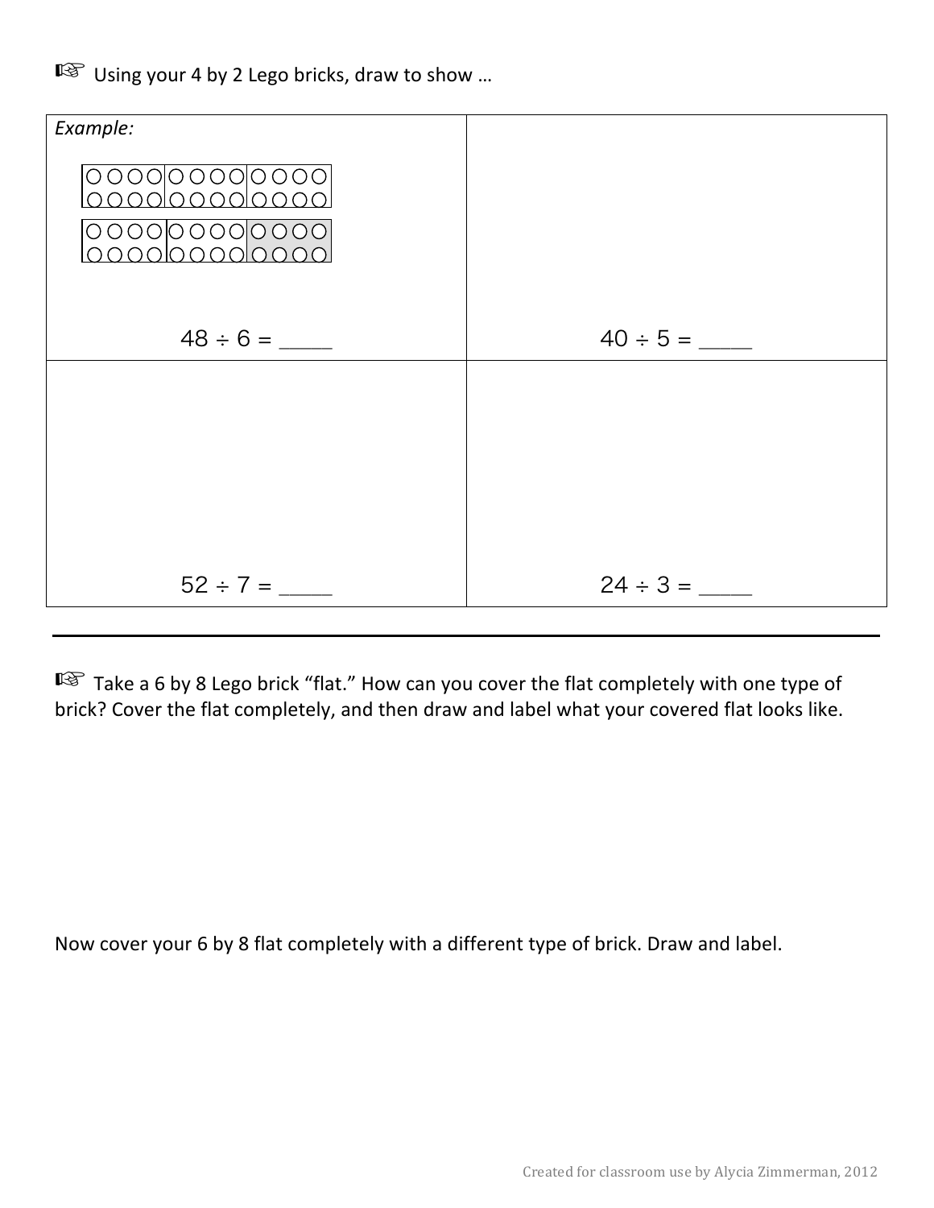☞ Using your 4 by 2 Lego bricks, draw to show …

| *Example:* $48 \div 6 =$ \_\_\_\_ | $40 \div 5 =$ \_\_\_\_ |
| --- | --- |
| $52 \div 7 =$ \_\_\_\_ | $24 \div 3 =$ \_\_\_\_ |

---

☞ Take a 6 by 8 Lego brick "flat." How can you cover the flat completely with one type of brick? Cover the flat completely, and then draw and label what your covered flat looks like.

Now cover your 6 by 8 flat completely with a different type of brick. Draw and label.

Created for classroom use by Alycia Zimmerman, 2012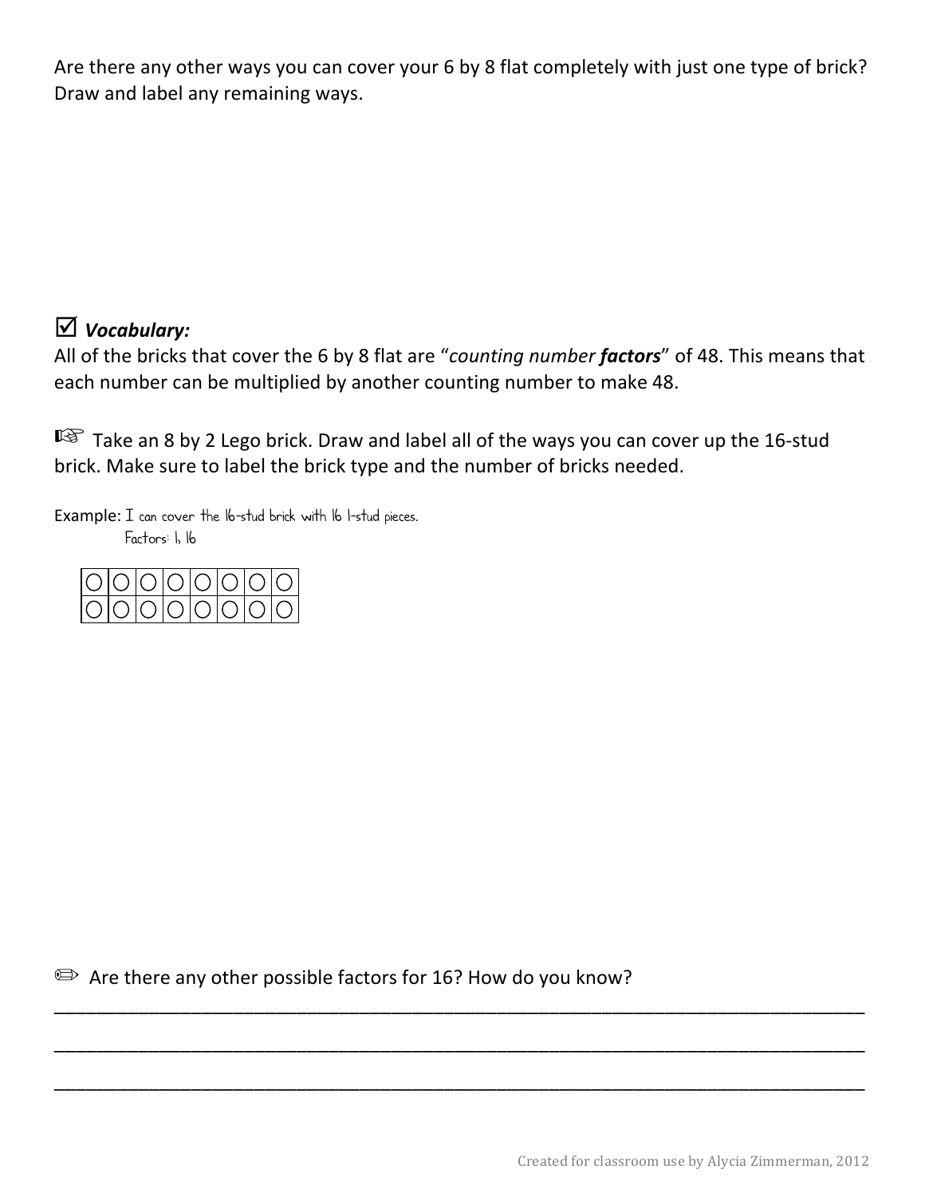Are there any other ways you can cover your 6 by 8 flat completely with just one type of brick? Draw and label any remaining ways.

☑ ***Vocabulary:***

All of the bricks that cover the 6 by 8 flat are "*counting number **factors***" of 48. This means that each number can be multiplied by another counting number to make 48.

☞ Take an 8 by 2 Lego brick. Draw and label all of the ways you can cover up the 16-stud brick. Make sure to label the brick type and the number of bricks needed.

Example: I can cover the 16-stud brick with 16 1-stud pieces.
Factors: 1, 16

| | | | | | | | |
|---|---|---|---|---|---|---|---|
| ○ | ○ | ○ | ○ | ○ | ○ | ○ | ○ |
| ○ | ○ | ○ | ○ | ○ | ○ | ○ | ○ |

✏ Are there any other possible factors for 16? How do you know?

___________________________________________________________________________

___________________________________________________________________________

___________________________________________________________________________

Created for classroom use by Alycia Zimmerman, 2012